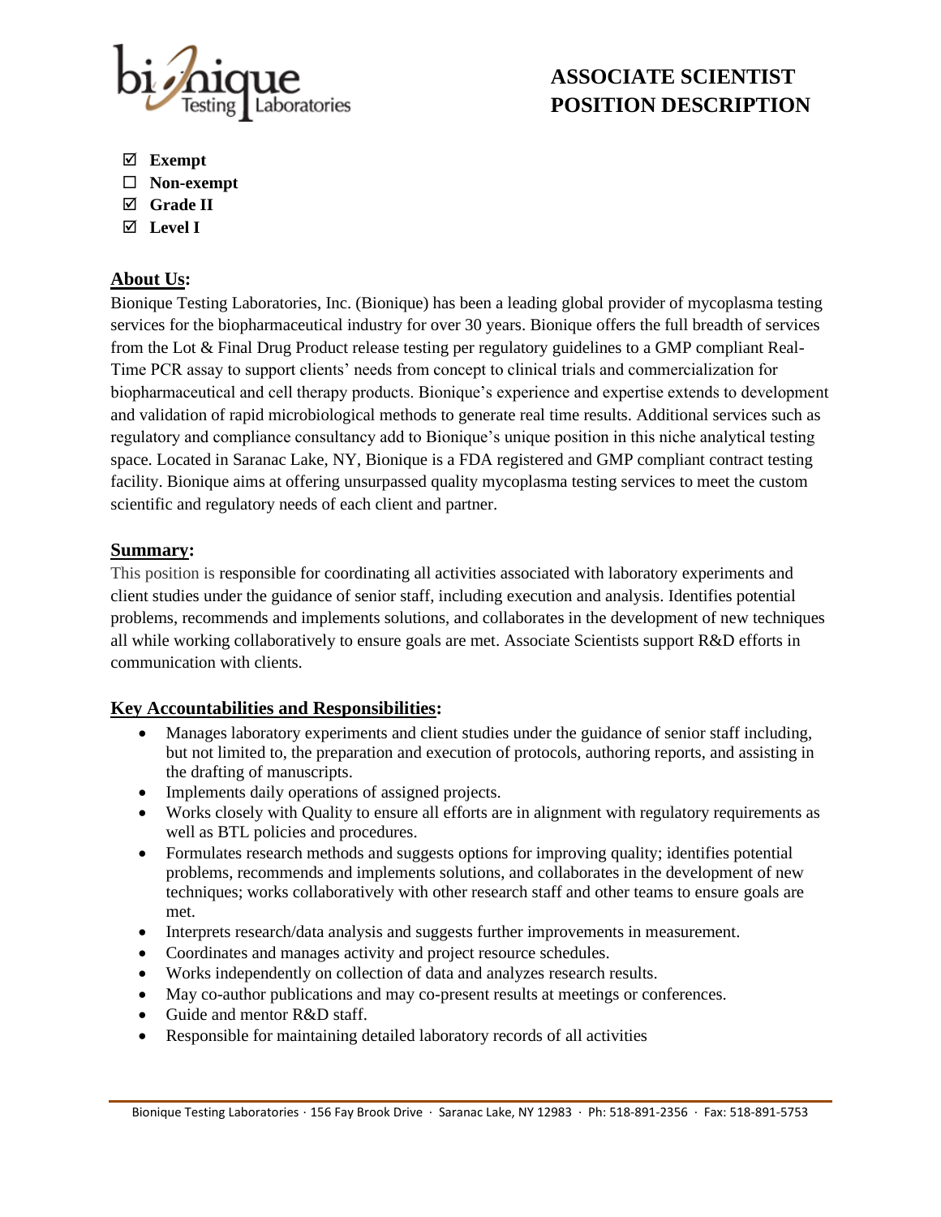# ASSOCIATE SCIENTIST POSITION DESCRIPTION

- ☑ **Exempt**
- ☐ **Non-exempt**
- ☑ **Grade II**
- ☑ **Level I**

## About Us:

Bionique Testing Laboratories, Inc. (Bionique) has been a leading global provider of mycoplasma testing services for the biopharmaceutical industry for over 30 years. Bionique offers the full breadth of services from the Lot & Final Drug Product release testing per regulatory guidelines to a GMP compliant Real-Time PCR assay to support clients' needs from concept to clinical trials and commercialization for biopharmaceutical and cell therapy products. Bionique's experience and expertise extends to development and validation of rapid microbiological methods to generate real time results. Additional services such as regulatory and compliance consultancy add to Bionique's unique position in this niche analytical testing space. Located in Saranac Lake, NY, Bionique is a FDA registered and GMP compliant contract testing facility. Bionique aims at offering unsurpassed quality mycoplasma testing services to meet the custom scientific and regulatory needs of each client and partner.

## Summary:

This position is responsible for coordinating all activities associated with laboratory experiments and client studies under the guidance of senior staff, including execution and analysis. Identifies potential problems, recommends and implements solutions, and collaborates in the development of new techniques all while working collaboratively to ensure goals are met. Associate Scientists support R&D efforts in communication with clients.

## Key Accountabilities and Responsibilities:

- Manages laboratory experiments and client studies under the guidance of senior staff including, but not limited to, the preparation and execution of protocols, authoring reports, and assisting in the drafting of manuscripts.
- Implements daily operations of assigned projects.
- Works closely with Quality to ensure all efforts are in alignment with regulatory requirements as well as BTL policies and procedures.
- Formulates research methods and suggests options for improving quality; identifies potential problems, recommends and implements solutions, and collaborates in the development of new techniques; works collaboratively with other research staff and other teams to ensure goals are met.
- Interprets research/data analysis and suggests further improvements in measurement.
- Coordinates and manages activity and project resource schedules.
- Works independently on collection of data and analyzes research results.
- May co-author publications and may co-present results at meetings or conferences.
- Guide and mentor R&D staff.
- Responsible for maintaining detailed laboratory records of all activities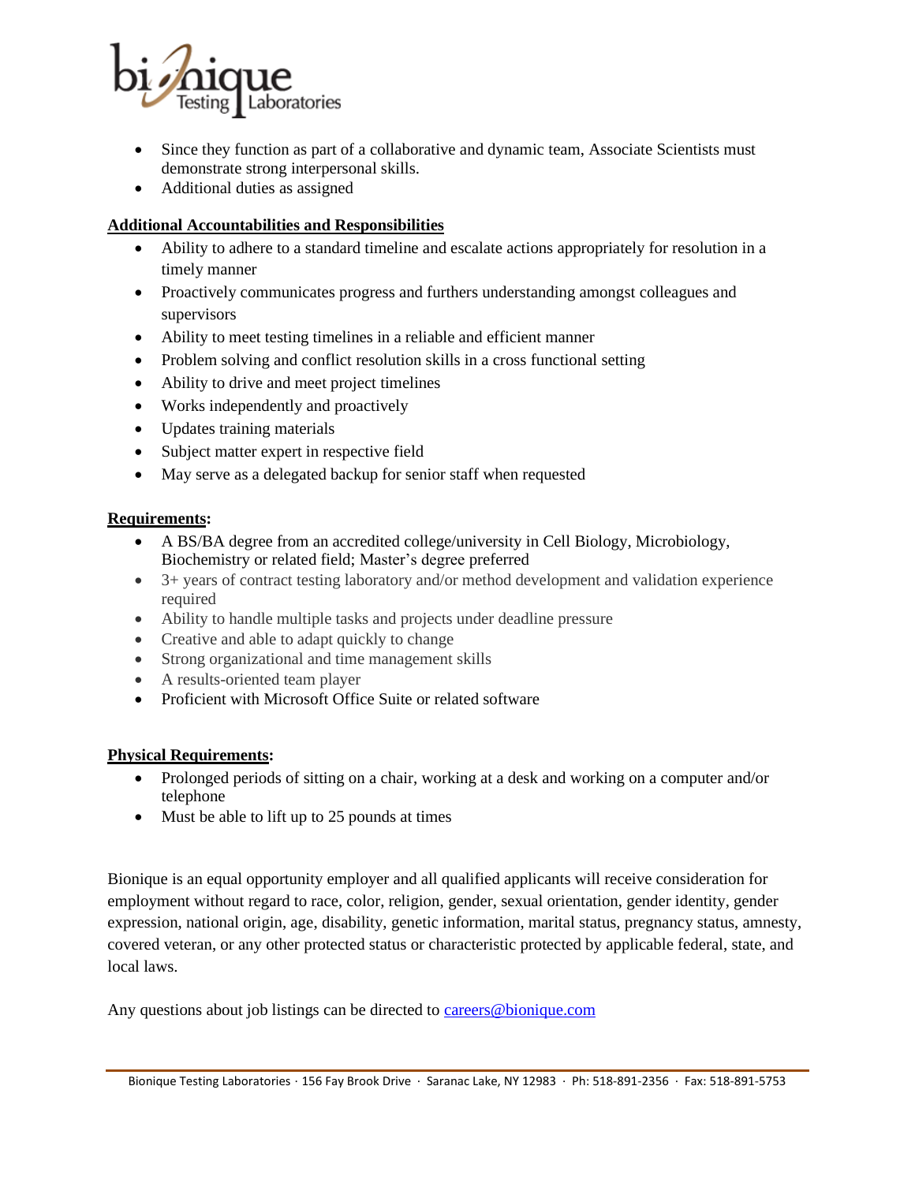- Since they function as part of a collaborative and dynamic team, Associate Scientists must demonstrate strong interpersonal skills.
- Additional duties as assigned

**Additional Accountabilities and Responsibilities**

- Ability to adhere to a standard timeline and escalate actions appropriately for resolution in a timely manner
- Proactively communicates progress and furthers understanding amongst colleagues and supervisors
- Ability to meet testing timelines in a reliable and efficient manner
- Problem solving and conflict resolution skills in a cross functional setting
- Ability to drive and meet project timelines
- Works independently and proactively
- Updates training materials
- Subject matter expert in respective field
- May serve as a delegated backup for senior staff when requested

**Requirements:**

- A BS/BA degree from an accredited college/university in Cell Biology, Microbiology, Biochemistry or related field; Master's degree preferred
- 3+ years of contract testing laboratory and/or method development and validation experience required
- Ability to handle multiple tasks and projects under deadline pressure
- Creative and able to adapt quickly to change
- Strong organizational and time management skills
- A results-oriented team player
- Proficient with Microsoft Office Suite or related software

**Physical Requirements:**

- Prolonged periods of sitting on a chair, working at a desk and working on a computer and/or telephone
- Must be able to lift up to 25 pounds at times

Bionique is an equal opportunity employer and all qualified applicants will receive consideration for employment without regard to race, color, religion, gender, sexual orientation, gender identity, gender expression, national origin, age, disability, genetic information, marital status, pregnancy status, amnesty, covered veteran, or any other protected status or characteristic protected by applicable federal, state, and local laws.

Any questions about job listings can be directed to careers@bionique.com